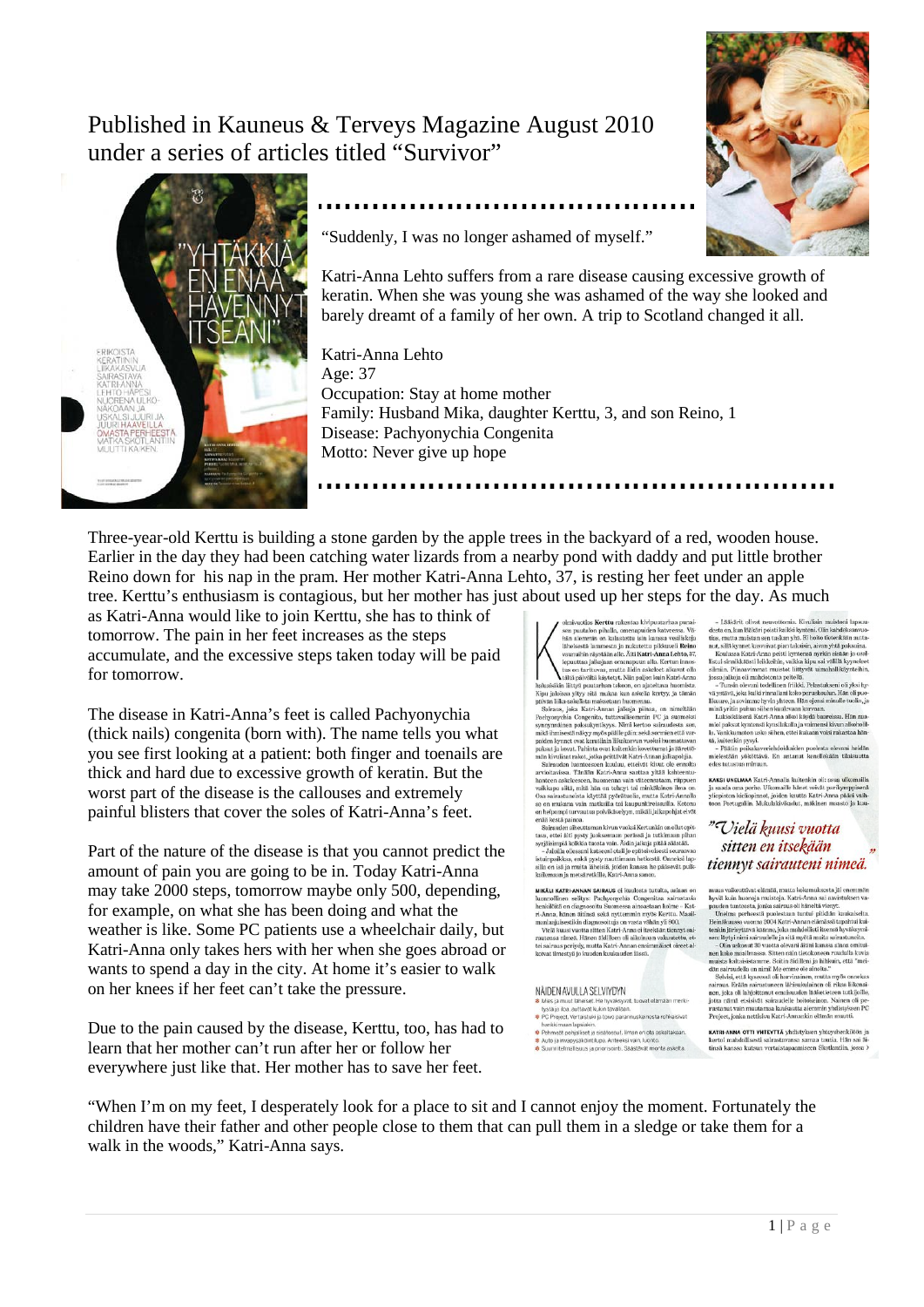# Published in Kauneus & Terveys Magazine August 2010 under a series of articles titled "Survivor"

"Suddenly, I was no longer ashamed of myself."

Katri-Anna Lehto suffers from a rare disease causing excessive growth of keratin. When she was young she was ashamed of the way she looked and barely dreamt of a family of her own. A trip to Scotland changed it all.

Katri-Anna Lehto
Age: 37
Occupation: Stay at home mother
Family: Husband Mika, daughter Kerttu, 3, and son Reino, 1
Disease: Pachyonychia Congenita
Motto: Never give up hope

Three-year-old Kerttu is building a stone garden by the apple trees in the backyard of a red, wooden house. Earlier in the day they had been catching water lizards from a nearby pond with daddy and put little brother Reino down for his nap in the pram. Her mother Katri-Anna Lehto, 37, is resting her feet under an apple tree. Kerttu's enthusiasm is contagious, but her mother has just about used up her steps for the day. As much as Katri-Anna would like to join Kerttu, she has to think of tomorrow. The pain in her feet increases as the steps accumulate, and the excessive steps taken today will be paid for tomorrow.

The disease in Katri-Anna's feet is called Pachyonychia (thick nails) congenita (born with). The name tells you what you see first looking at a patient: both finger and toenails are thick and hard due to excessive growth of keratin. But the worst part of the disease is the callouses and extremely painful blisters that cover the soles of Katri-Anna's feet.

Part of the nature of the disease is that you cannot predict the amount of pain you are going to be in. Today Katri-Anna may take 2000 steps, tomorrow maybe only 500, depending, for example, on what she has been doing and what the weather is like. Some PC patients use a wheelchair daily, but Katri-Anna only takes hers with her when she goes abroad or wants to spend a day in the city. At home it's easier to walk on her knees if her feet can't take the pressure.

Due to the pain caused by the disease, Kerttu, too, has had to learn that her mother can't run after her or follow her everywhere just like that. Her mother has to save her feet.

"When I'm on my feet, I desperately look for a place to sit and I cannot enjoy the moment. Fortunately the children have their father and other people close to them that can pull them in a sledge or take them for a walk in the woods," Katri-Anna says.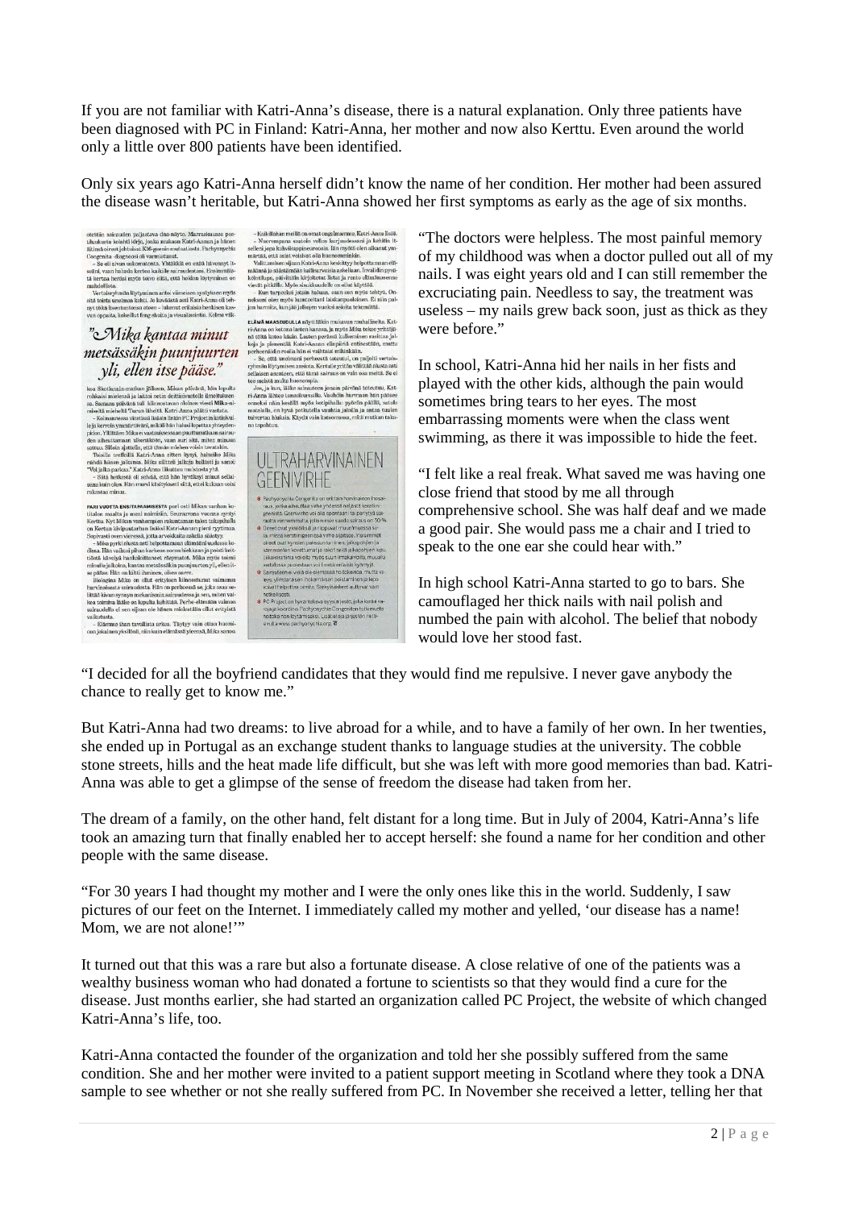If you are not familiar with Katri-Anna's disease, there is a natural explanation. Only three patients have been diagnosed with PC in Finland: Katri-Anna, her mother and now also Kerttu. Even around the world only a little over 800 patients have been identified.

Only six years ago Katri-Anna herself didn't know the name of her condition. Her mother had been assured the disease wasn't heritable, but Katri-Anna showed her first symptoms as early as the age of six months.

"The doctors were helpless. The most painful memory of my childhood was when a doctor pulled out all of my nails. I was eight years old and I can still remember the excruciating pain. Needless to say, the treatment was useless – my nails grew back soon, just as thick as they were before."

In school, Katri-Anna hid her nails in her fists and played with the other kids, although the pain would sometimes bring tears to her eyes. The most embarrassing moments were when the class went swimming, as there it was impossible to hide the feet.

"I felt like a real freak. What saved me was having one close friend that stood by me all through comprehensive school. She was half deaf and we made a good pair. She would pass me a chair and I tried to speak to the one ear she could hear with."

In high school Katri-Anna started to go to bars. She camouflaged her thick nails with nail polish and numbed the pain with alcohol. The belief that nobody would love her stood fast.

"I decided for all the boyfriend candidates that they would find me repulsive. I never gave anybody the chance to really get to know me."

But Katri-Anna had two dreams: to live abroad for a while, and to have a family of her own. In her twenties, she ended up in Portugal as an exchange student thanks to language studies at the university. The cobble stone streets, hills and the heat made life difficult, but she was left with more good memories than bad. Katri-Anna was able to get a glimpse of the sense of freedom the disease had taken from her.

The dream of a family, on the other hand, felt distant for a long time. But in July of 2004, Katri-Anna's life took an amazing turn that finally enabled her to accept herself: she found a name for her condition and other people with the same disease.

"For 30 years I had thought my mother and I were the only ones like this in the world. Suddenly, I saw pictures of our feet on the Internet. I immediately called my mother and yelled, 'our disease has a name! Mom, we are not alone!'"

It turned out that this was a rare but also a fortunate disease. A close relative of one of the patients was a wealthy business woman who had donated a fortune to scientists so that they would find a cure for the disease. Just months earlier, she had started an organization called PC Project, the website of which changed Katri-Anna's life, too.

Katri-Anna contacted the founder of the organization and told her she possibly suffered from the same condition. She and her mother were invited to a patient support meeting in Scotland where they took a DNA sample to see whether or not she really suffered from PC. In November she received a letter, telling her that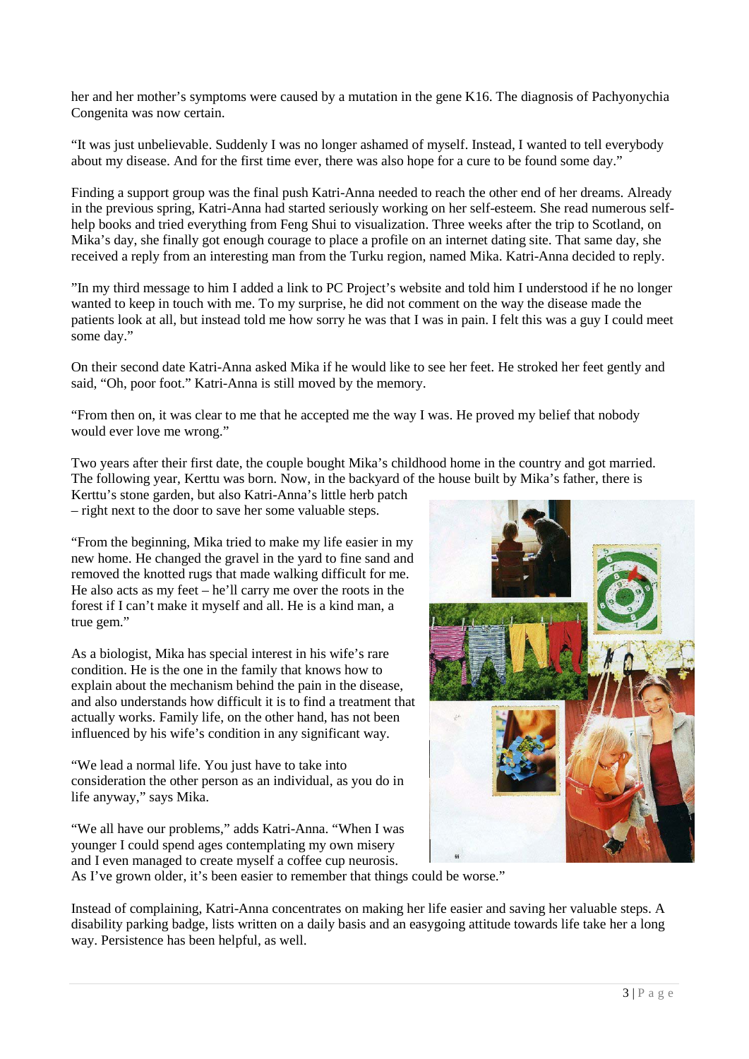her and her mother’s symptoms were caused by a mutation in the gene K16. The diagnosis of Pachyonychia Congenita was now certain.

“It was just unbelievable. Suddenly I was no longer ashamed of myself. Instead, I wanted to tell everybody about my disease. And for the first time ever, there was also hope for a cure to be found some day.”

Finding a support group was the final push Katri-Anna needed to reach the other end of her dreams. Already in the previous spring, Katri-Anna had started seriously working on her self-esteem. She read numerous self-help books and tried everything from Feng Shui to visualization. Three weeks after the trip to Scotland, on Mika’s day, she finally got enough courage to place a profile on an internet dating site. That same day, she received a reply from an interesting man from the Turku region, named Mika. Katri-Anna decided to reply.

”In my third message to him I added a link to PC Project’s website and told him I understood if he no longer wanted to keep in touch with me. To my surprise, he did not comment on the way the disease made the patients look at all, but instead told me how sorry he was that I was in pain. I felt this was a guy I could meet some day.”

On their second date Katri-Anna asked Mika if he would like to see her feet. He stroked her feet gently and said, “Oh, poor foot.” Katri-Anna is still moved by the memory.

“From then on, it was clear to me that he accepted me the way I was. He proved my belief that nobody would ever love me wrong.”

Two years after their first date, the couple bought Mika’s childhood home in the country and got married. The following year, Kerttu was born. Now, in the backyard of the house built by Mika’s father, there is Kerttu’s stone garden, but also Katri-Anna’s little herb patch – right next to the door to save her some valuable steps.

“From the beginning, Mika tried to make my life easier in my new home. He changed the gravel in the yard to fine sand and removed the knotted rugs that made walking difficult for me. He also acts as my feet – he’ll carry me over the roots in the forest if I can’t make it myself and all. He is a kind man, a true gem.”

As a biologist, Mika has special interest in his wife’s rare condition. He is the one in the family that knows how to explain about the mechanism behind the pain in the disease, and also understands how difficult it is to find a treatment that actually works. Family life, on the other hand, has not been influenced by his wife’s condition in any significant way.

“We lead a normal life. You just have to take into consideration the other person as an individual, as you do in life anyway,” says Mika.

“We all have our problems,” adds Katri-Anna. “When I was younger I could spend ages contemplating my own misery and I even managed to create myself a coffee cup neurosis. As I’ve grown older, it’s been easier to remember that things could be worse.”

Instead of complaining, Katri-Anna concentrates on making her life easier and saving her valuable steps. A disability parking badge, lists written on a daily basis and an easygoing attitude towards life take her a long way. Persistence has been helpful, as well.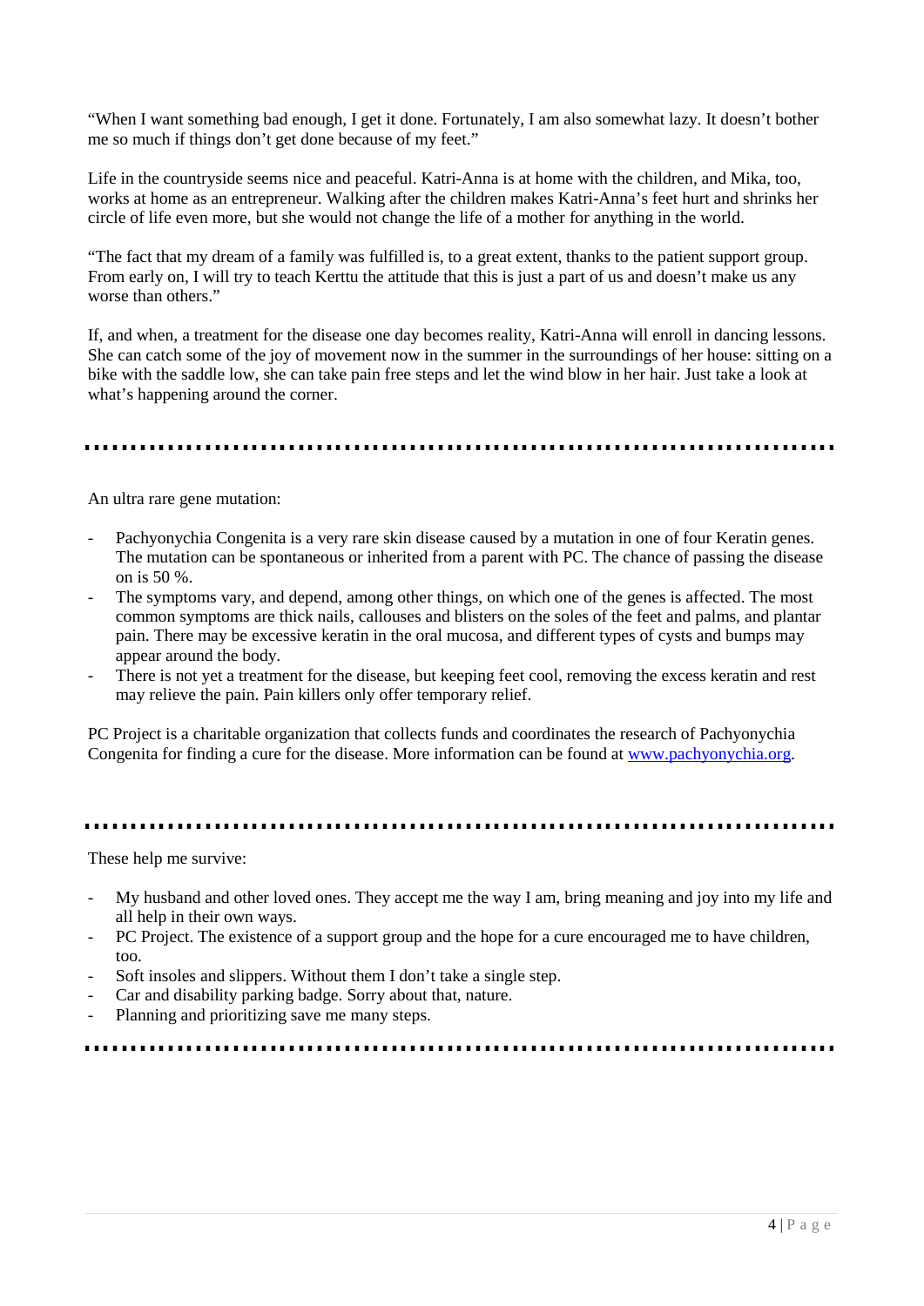"When I want something bad enough, I get it done. Fortunately, I am also somewhat lazy. It doesn't bother me so much if things don't get done because of my feet."

Life in the countryside seems nice and peaceful. Katri-Anna is at home with the children, and Mika, too, works at home as an entrepreneur. Walking after the children makes Katri-Anna's feet hurt and shrinks her circle of life even more, but she would not change the life of a mother for anything in the world.

"The fact that my dream of a family was fulfilled is, to a great extent, thanks to the patient support group. From early on, I will try to teach Kerttu the attitude that this is just a part of us and doesn't make us any worse than others."

If, and when, a treatment for the disease one day becomes reality, Katri-Anna will enroll in dancing lessons. She can catch some of the joy of movement now in the summer in the surroundings of her house: sitting on a bike with the saddle low, she can take pain free steps and let the wind blow in her hair. Just take a look at what's happening around the corner.

---

An ultra rare gene mutation:

- Pachyonychia Congenita is a very rare skin disease caused by a mutation in one of four Keratin genes. The mutation can be spontaneous or inherited from a parent with PC. The chance of passing the disease on is 50 %.
- The symptoms vary, and depend, among other things, on which one of the genes is affected. The most common symptoms are thick nails, callouses and blisters on the soles of the feet and palms, and plantar pain. There may be excessive keratin in the oral mucosa, and different types of cysts and bumps may appear around the body.
- There is not yet a treatment for the disease, but keeping feet cool, removing the excess keratin and rest may relieve the pain. Pain killers only offer temporary relief.

PC Project is a charitable organization that collects funds and coordinates the research of Pachyonychia Congenita for finding a cure for the disease. More information can be found at www.pachyonychia.org.

---

These help me survive:

- My husband and other loved ones. They accept me the way I am, bring meaning and joy into my life and all help in their own ways.
- PC Project. The existence of a support group and the hope for a cure encouraged me to have children, too.
- Soft insoles and slippers. Without them I don't take a single step.
- Car and disability parking badge. Sorry about that, nature.
- Planning and prioritizing save me many steps.

---